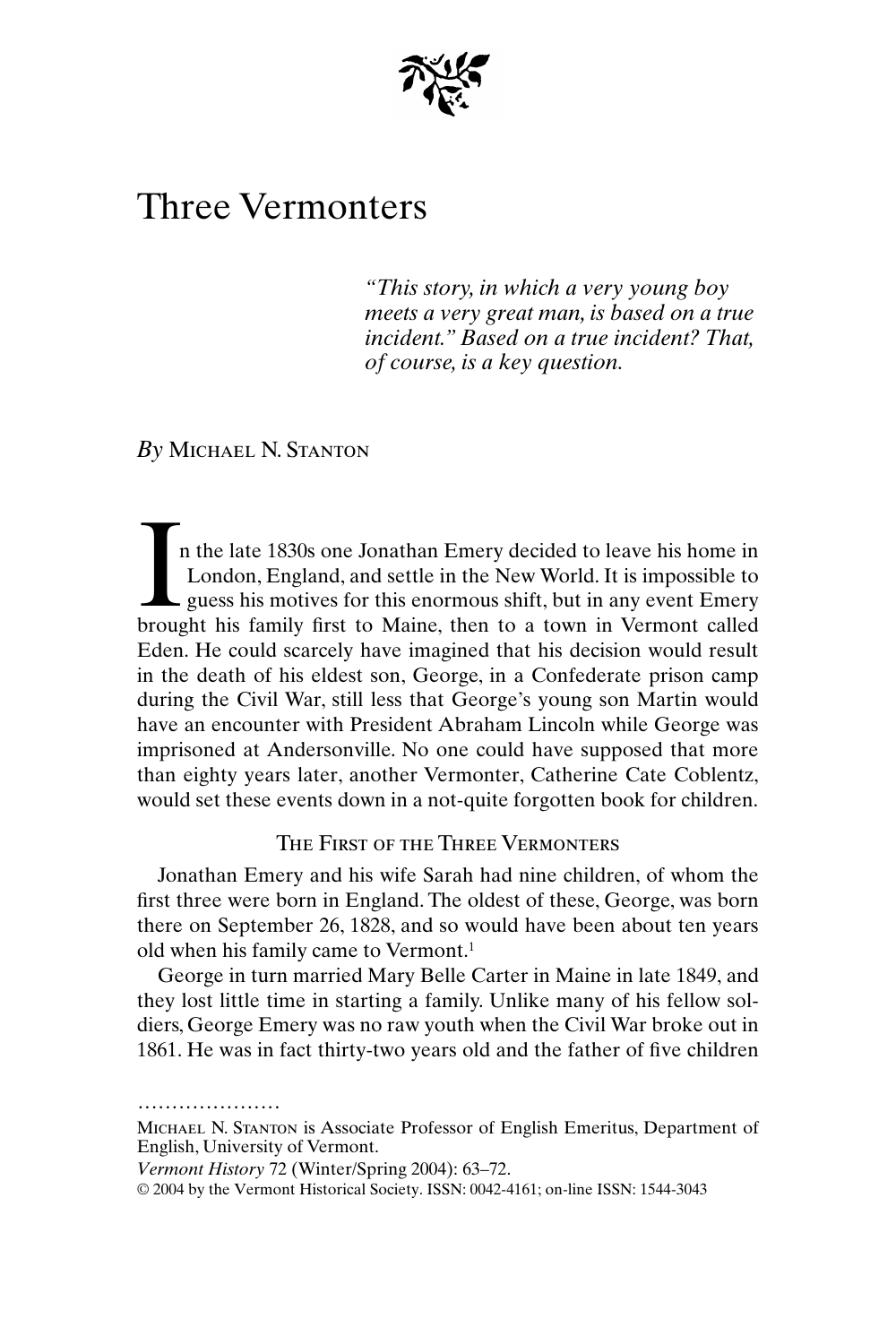# Three Vermonters

*"This story, in which a very young boy meets a very great man, is based on a true incident." Based on a true incident? That, of course, is a key question.*

*By* Michael N. Stanton

In the late 1830s one Jonathan Emery decided to leave his home in London, England, and settle in the New World. It is impossible to guess his motives for this enormous shift, but in any event Emery brought his family first to Maine, then to a town in Vermont called Eden. He could scarcely have imagined that his decision would result in the death of his eldest son, George, in a Confederate prison camp during the Civil War, still less that George's young son Martin would have an encounter with President Abraham Lincoln while George was imprisoned at Andersonville. No one could have supposed that more than eighty years later, another Vermonter, Catherine Cate Coblentz, would set these events down in a not-quite forgotten book for children.

## The First of the Three Vermonters

Jonathan Emery and his wife Sarah had nine children, of whom the first three were born in England. The oldest of these, George, was born there on September 26, 1828, and so would have been about ten years old when his family came to Vermont.[1]

George in turn married Mary Belle Carter in Maine in late 1849, and they lost little time in starting a family. Unlike many of his fellow soldiers, George Emery was no raw youth when the Civil War broke out in 1861. He was in fact thirty-two years old and the father of five children

---

Michael N. Stanton is Associate Professor of English Emeritus, Department of English, University of Vermont.

*Vermont History* 72 (Winter/Spring 2004): 63–72.

© 2004 by the Vermont Historical Society. ISSN: 0042-4161; on-line ISSN: 1544-3043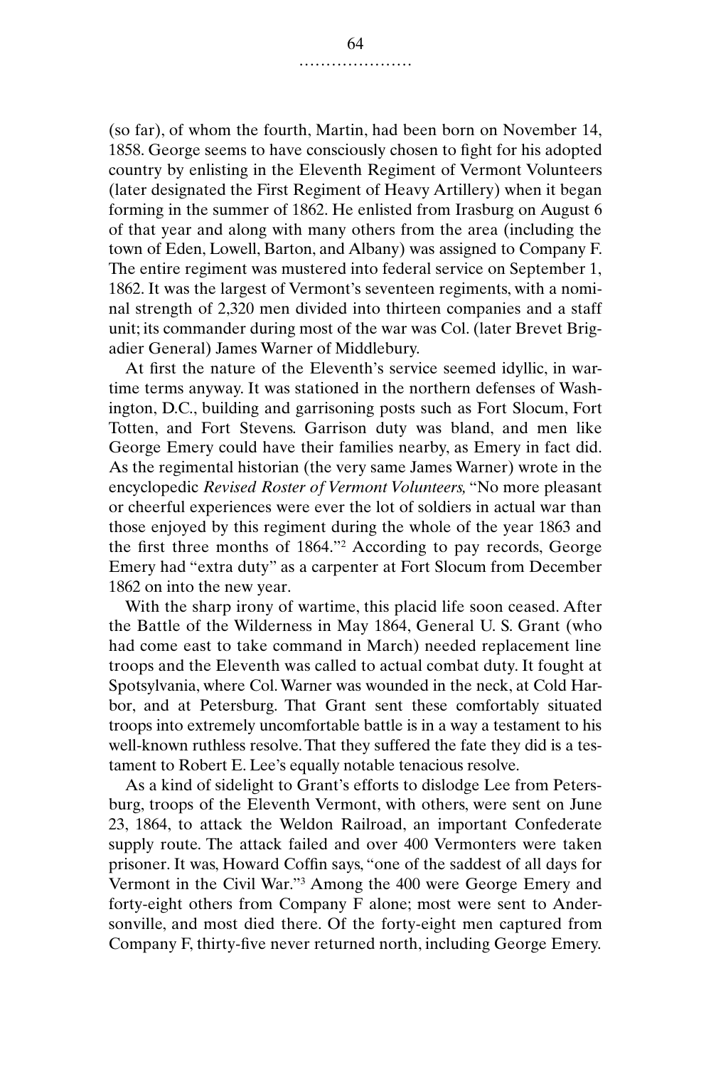(so far), of whom the fourth, Martin, had been born on November 14, 1858. George seems to have consciously chosen to fight for his adopted country by enlisting in the Eleventh Regiment of Vermont Volunteers (later designated the First Regiment of Heavy Artillery) when it began forming in the summer of 1862. He enlisted from Irasburg on August 6 of that year and along with many others from the area (including the town of Eden, Lowell, Barton, and Albany) was assigned to Company F. The entire regiment was mustered into federal service on September 1, 1862. It was the largest of Vermont's seventeen regiments, with a nominal strength of 2,320 men divided into thirteen companies and a staff unit; its commander during most of the war was Col. (later Brevet Brigadier General) James Warner of Middlebury.

At first the nature of the Eleventh's service seemed idyllic, in wartime terms anyway. It was stationed in the northern defenses of Washington, D.C., building and garrisoning posts such as Fort Slocum, Fort Totten, and Fort Stevens. Garrison duty was bland, and men like George Emery could have their families nearby, as Emery in fact did. As the regimental historian (the very same James Warner) wrote in the encyclopedic *Revised Roster of Vermont Volunteers,* "No more pleasant or cheerful experiences were ever the lot of soldiers in actual war than those enjoyed by this regiment during the whole of the year 1863 and the first three months of 1864."[2] According to pay records, George Emery had "extra duty" as a carpenter at Fort Slocum from December 1862 on into the new year.

With the sharp irony of wartime, this placid life soon ceased. After the Battle of the Wilderness in May 1864, General U. S. Grant (who had come east to take command in March) needed replacement line troops and the Eleventh was called to actual combat duty. It fought at Spotsylvania, where Col. Warner was wounded in the neck, at Cold Harbor, and at Petersburg. That Grant sent these comfortably situated troops into extremely uncomfortable battle is in a way a testament to his well-known ruthless resolve. That they suffered the fate they did is a testament to Robert E. Lee's equally notable tenacious resolve.

As a kind of sidelight to Grant's efforts to dislodge Lee from Petersburg, troops of the Eleventh Vermont, with others, were sent on June 23, 1864, to attack the Weldon Railroad, an important Confederate supply route. The attack failed and over 400 Vermonters were taken prisoner. It was, Howard Coffin says, "one of the saddest of all days for Vermont in the Civil War."[3] Among the 400 were George Emery and forty-eight others from Company F alone; most were sent to Andersonville, and most died there. Of the forty-eight men captured from Company F, thirty-five never returned north, including George Emery.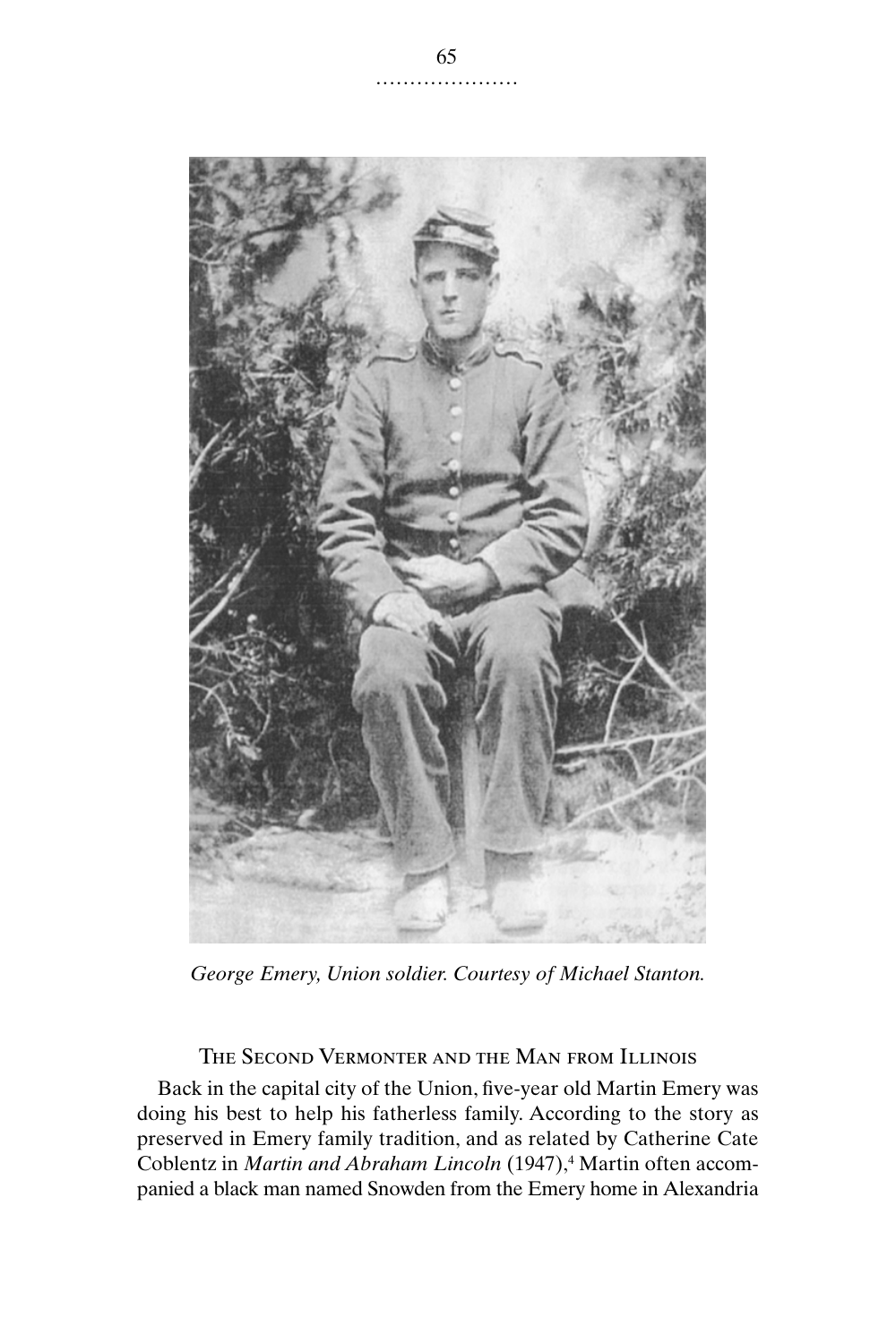*George Emery, Union soldier. Courtesy of Michael Stanton.*

## The Second Vermonter and the Man from Illinois

Back in the capital city of the Union, five-year old Martin Emery was doing his best to help his fatherless family. According to the story as preserved in Emery family tradition, and as related by Catherine Cate Coblentz in *Martin and Abraham Lincoln* (1947),[4] Martin often accompanied a black man named Snowden from the Emery home in Alexandria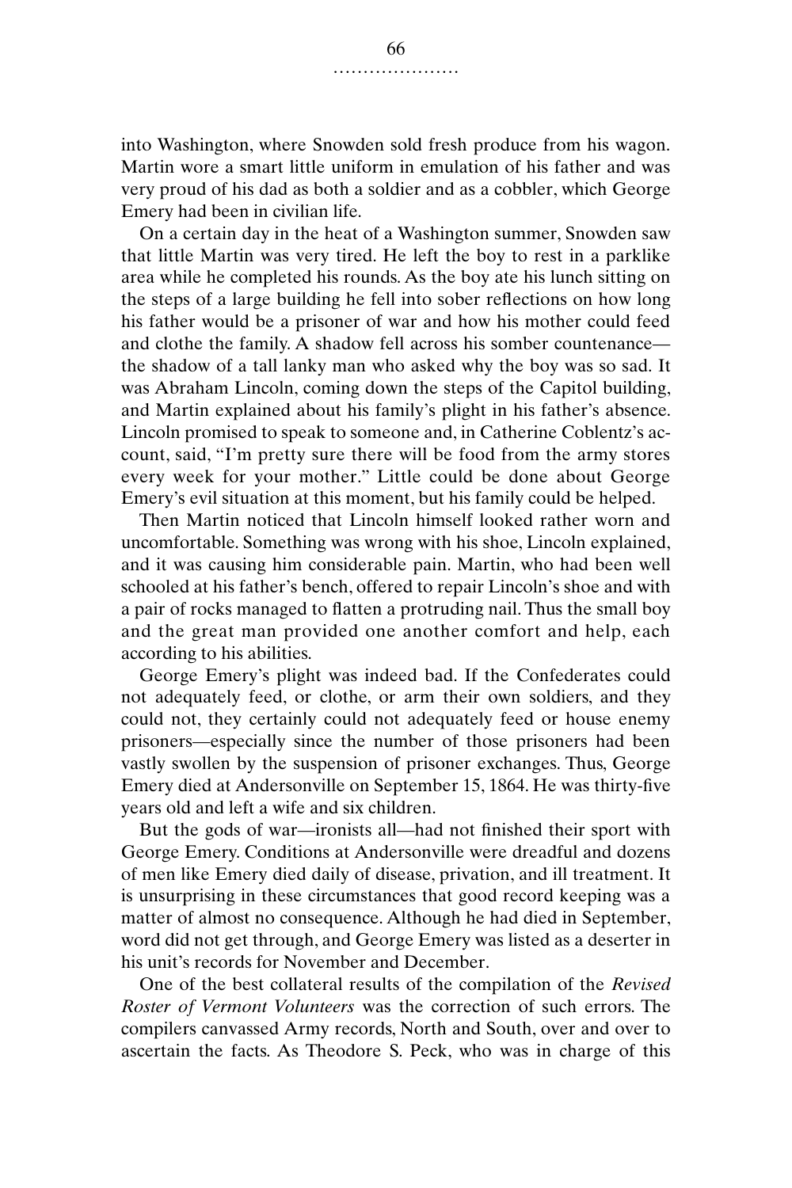into Washington, where Snowden sold fresh produce from his wagon. Martin wore a smart little uniform in emulation of his father and was very proud of his dad as both a soldier and as a cobbler, which George Emery had been in civilian life.

On a certain day in the heat of a Washington summer, Snowden saw that little Martin was very tired. He left the boy to rest in a parklike area while he completed his rounds. As the boy ate his lunch sitting on the steps of a large building he fell into sober reflections on how long his father would be a prisoner of war and how his mother could feed and clothe the family. A shadow fell across his somber countenance—the shadow of a tall lanky man who asked why the boy was so sad. It was Abraham Lincoln, coming down the steps of the Capitol building, and Martin explained about his family's plight in his father's absence. Lincoln promised to speak to someone and, in Catherine Coblentz's account, said, "I'm pretty sure there will be food from the army stores every week for your mother." Little could be done about George Emery's evil situation at this moment, but his family could be helped.

Then Martin noticed that Lincoln himself looked rather worn and uncomfortable. Something was wrong with his shoe, Lincoln explained, and it was causing him considerable pain. Martin, who had been well schooled at his father's bench, offered to repair Lincoln's shoe and with a pair of rocks managed to flatten a protruding nail. Thus the small boy and the great man provided one another comfort and help, each according to his abilities.

George Emery's plight was indeed bad. If the Confederates could not adequately feed, or clothe, or arm their own soldiers, and they could not, they certainly could not adequately feed or house enemy prisoners—especially since the number of those prisoners had been vastly swollen by the suspension of prisoner exchanges. Thus, George Emery died at Andersonville on September 15, 1864. He was thirty-five years old and left a wife and six children.

But the gods of war—ironists all—had not finished their sport with George Emery. Conditions at Andersonville were dreadful and dozens of men like Emery died daily of disease, privation, and ill treatment. It is unsurprising in these circumstances that good record keeping was a matter of almost no consequence. Although he had died in September, word did not get through, and George Emery was listed as a deserter in his unit's records for November and December.

One of the best collateral results of the compilation of the *Revised Roster of Vermont Volunteers* was the correction of such errors. The compilers canvassed Army records, North and South, over and over to ascertain the facts. As Theodore S. Peck, who was in charge of this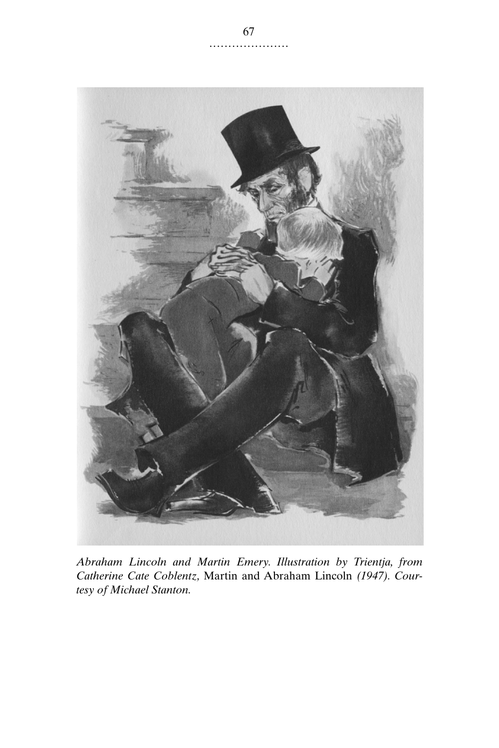*Abraham Lincoln and Martin Emery. Illustration by Trientja, from Catherine Cate Coblentz,* Martin and Abraham Lincoln *(1947). Courtesy of Michael Stanton.*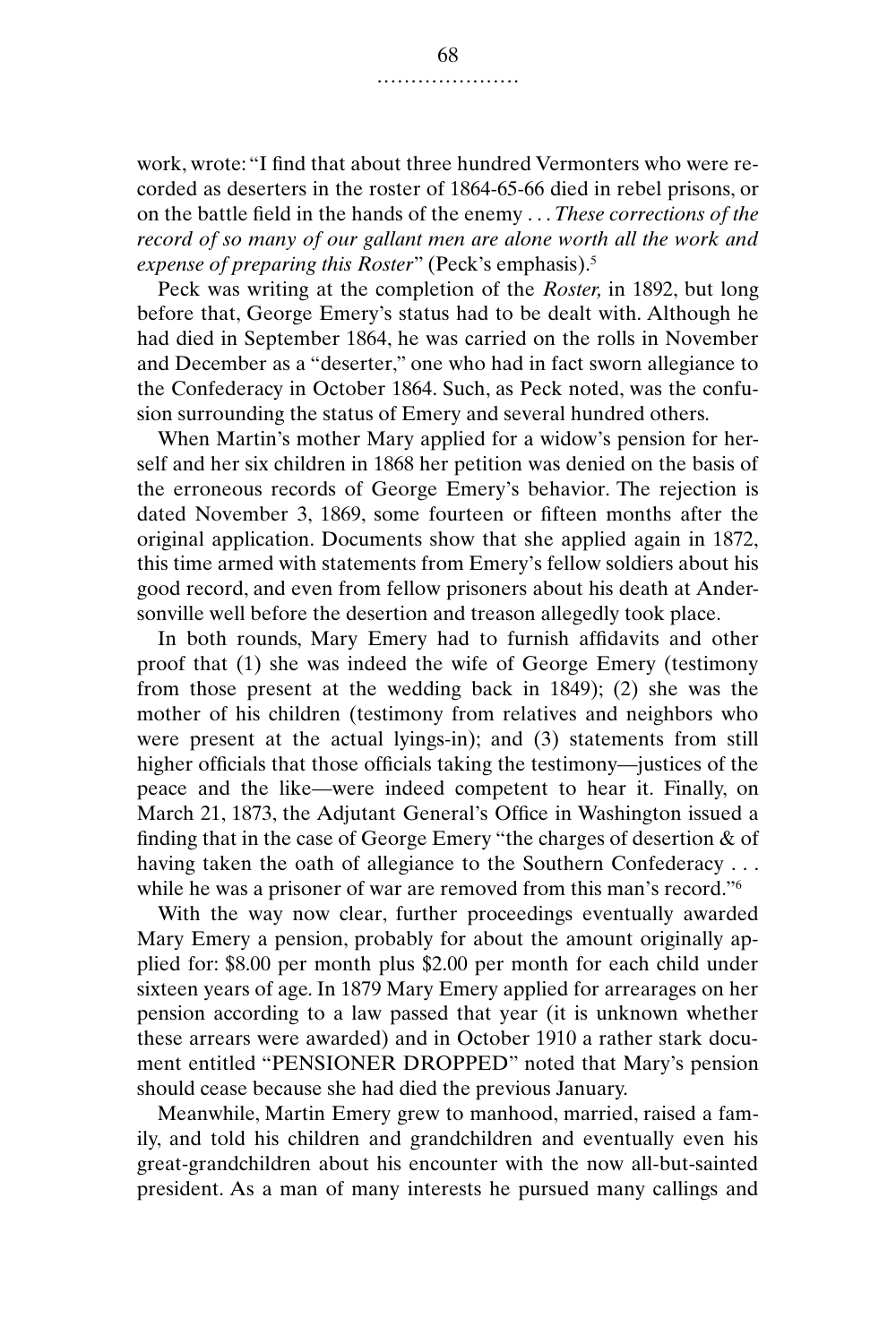work, wrote: "I find that about three hundred Vermonters who were recorded as deserters in the roster of 1864-65-66 died in rebel prisons, or on the battle field in the hands of the enemy . . . *These corrections of the record of so many of our gallant men are alone worth all the work and expense of preparing this Roster*" (Peck's emphasis).[5]

Peck was writing at the completion of the *Roster,* in 1892, but long before that, George Emery's status had to be dealt with. Although he had died in September 1864, he was carried on the rolls in November and December as a "deserter," one who had in fact sworn allegiance to the Confederacy in October 1864. Such, as Peck noted, was the confusion surrounding the status of Emery and several hundred others.

When Martin's mother Mary applied for a widow's pension for herself and her six children in 1868 her petition was denied on the basis of the erroneous records of George Emery's behavior. The rejection is dated November 3, 1869, some fourteen or fifteen months after the original application. Documents show that she applied again in 1872, this time armed with statements from Emery's fellow soldiers about his good record, and even from fellow prisoners about his death at Andersonville well before the desertion and treason allegedly took place.

In both rounds, Mary Emery had to furnish affidavits and other proof that (1) she was indeed the wife of George Emery (testimony from those present at the wedding back in 1849); (2) she was the mother of his children (testimony from relatives and neighbors who were present at the actual lyings-in); and (3) statements from still higher officials that those officials taking the testimony—justices of the peace and the like—were indeed competent to hear it. Finally, on March 21, 1873, the Adjutant General's Office in Washington issued a finding that in the case of George Emery "the charges of desertion & of having taken the oath of allegiance to the Southern Confederacy . . . while he was a prisoner of war are removed from this man's record."[6]

With the way now clear, further proceedings eventually awarded Mary Emery a pension, probably for about the amount originally applied for: $8.00 per month plus $2.00 per month for each child under sixteen years of age. In 1879 Mary Emery applied for arrearages on her pension according to a law passed that year (it is unknown whether these arrears were awarded) and in October 1910 a rather stark document entitled "PENSIONER DROPPED" noted that Mary's pension should cease because she had died the previous January.

Meanwhile, Martin Emery grew to manhood, married, raised a family, and told his children and grandchildren and eventually even his great-grandchildren about his encounter with the now all-but-sainted president. As a man of many interests he pursued many callings and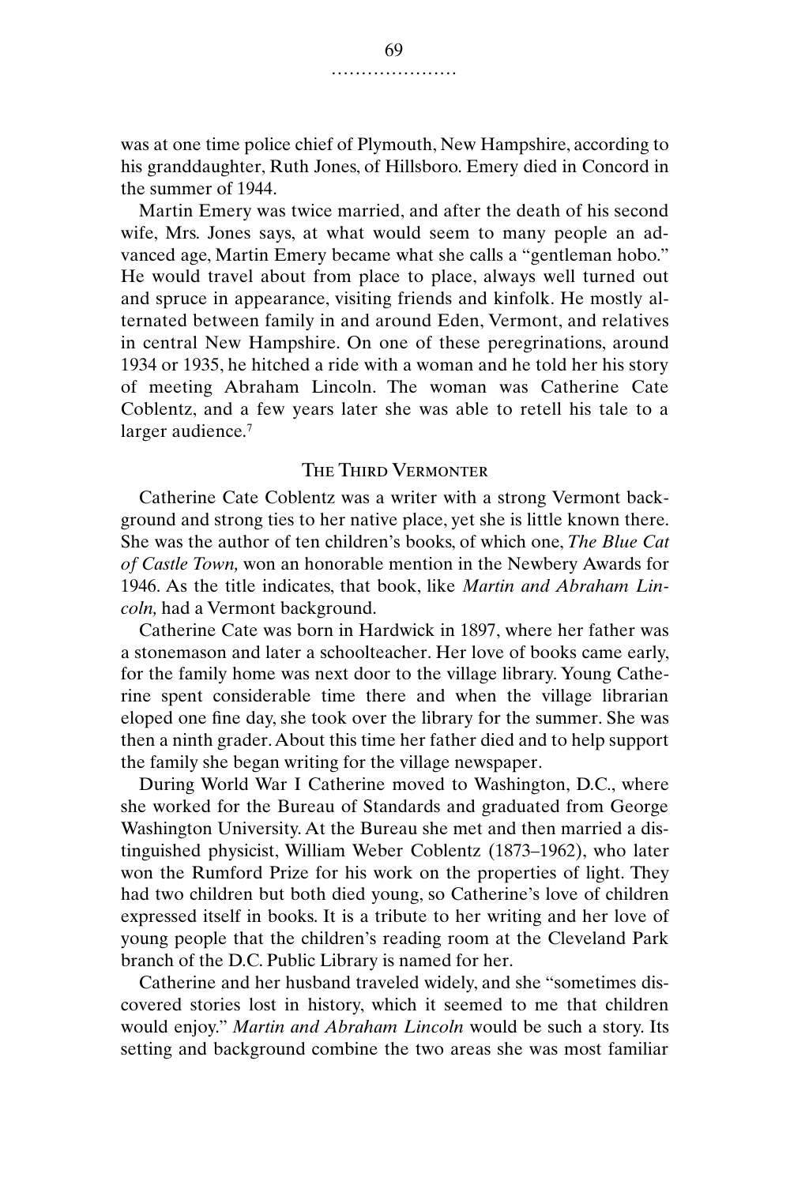was at one time police chief of Plymouth, New Hampshire, according to his granddaughter, Ruth Jones, of Hillsboro. Emery died in Concord in the summer of 1944.

Martin Emery was twice married, and after the death of his second wife, Mrs. Jones says, at what would seem to many people an advanced age, Martin Emery became what she calls a "gentleman hobo." He would travel about from place to place, always well turned out and spruce in appearance, visiting friends and kinfolk. He mostly alternated between family in and around Eden, Vermont, and relatives in central New Hampshire. On one of these peregrinations, around 1934 or 1935, he hitched a ride with a woman and he told her his story of meeting Abraham Lincoln. The woman was Catherine Cate Coblentz, and a few years later she was able to retell his tale to a larger audience.[7]

## The Third Vermonter

Catherine Cate Coblentz was a writer with a strong Vermont background and strong ties to her native place, yet she is little known there. She was the author of ten children's books, of which one, *The Blue Cat of Castle Town,* won an honorable mention in the Newbery Awards for 1946. As the title indicates, that book, like *Martin and Abraham Lincoln,* had a Vermont background.

Catherine Cate was born in Hardwick in 1897, where her father was a stonemason and later a schoolteacher. Her love of books came early, for the family home was next door to the village library. Young Catherine spent considerable time there and when the village librarian eloped one fine day, she took over the library for the summer. She was then a ninth grader. About this time her father died and to help support the family she began writing for the village newspaper.

During World War I Catherine moved to Washington, D.C., where she worked for the Bureau of Standards and graduated from George Washington University. At the Bureau she met and then married a distinguished physicist, William Weber Coblentz (1873–1962), who later won the Rumford Prize for his work on the properties of light. They had two children but both died young, so Catherine's love of children expressed itself in books. It is a tribute to her writing and her love of young people that the children's reading room at the Cleveland Park branch of the D.C. Public Library is named for her.

Catherine and her husband traveled widely, and she "sometimes discovered stories lost in history, which it seemed to me that children would enjoy." *Martin and Abraham Lincoln* would be such a story. Its setting and background combine the two areas she was most familiar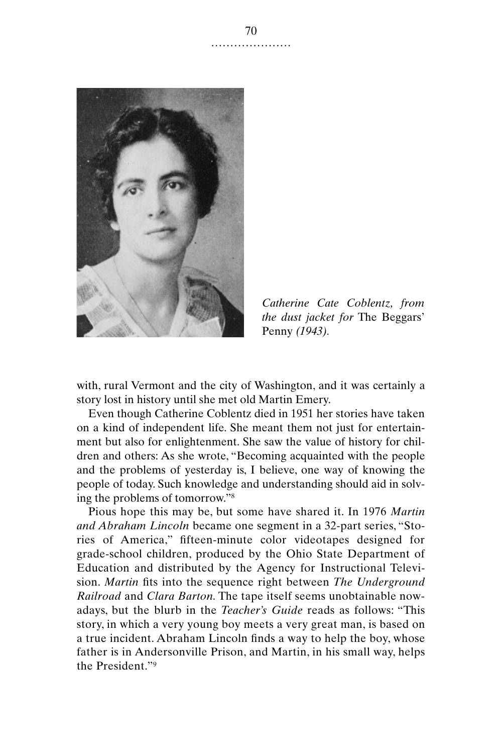*Catherine Cate Coblentz, from the dust jacket for* The Beggars' Penny *(1943).*

with, rural Vermont and the city of Washington, and it was certainly a story lost in history until she met old Martin Emery.

Even though Catherine Coblentz died in 1951 her stories have taken on a kind of independent life. She meant them not just for entertainment but also for enlightenment. She saw the value of history for children and others: As she wrote, "Becoming acquainted with the people and the problems of yesterday is, I believe, one way of knowing the people of today. Such knowledge and understanding should aid in solving the problems of tomorrow."[8]

Pious hope this may be, but some have shared it. In 1976 *Martin and Abraham Lincoln* became one segment in a 32-part series, "Stories of America," fifteen-minute color videotapes designed for grade-school children, produced by the Ohio State Department of Education and distributed by the Agency for Instructional Television. *Martin* fits into the sequence right between *The Underground Railroad* and *Clara Barton.* The tape itself seems unobtainable nowadays, but the blurb in the *Teacher's Guide* reads as follows: "This story, in which a very young boy meets a very great man, is based on a true incident. Abraham Lincoln finds a way to help the boy, whose father is in Andersonville Prison, and Martin, in his small way, helps the President."[9]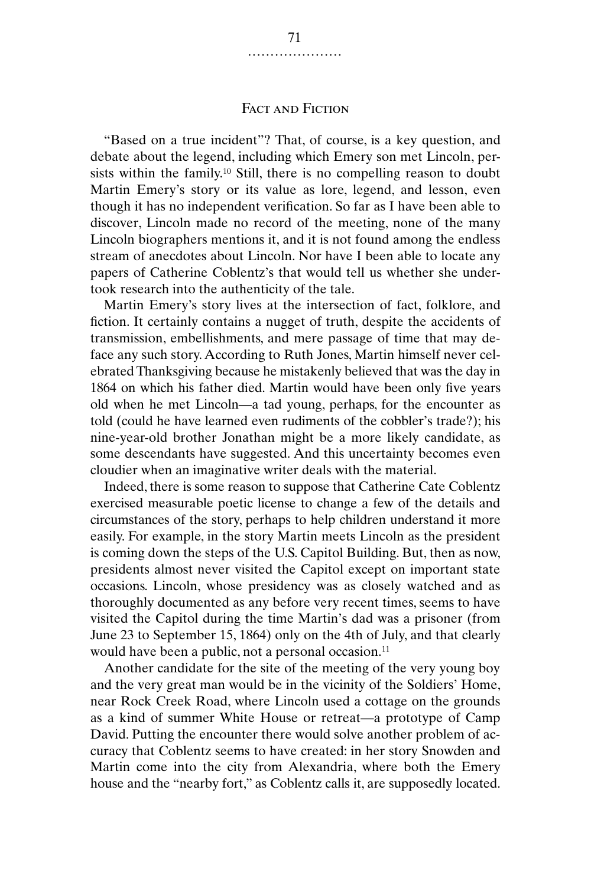## Fact and Fiction

"Based on a true incident"? That, of course, is a key question, and debate about the legend, including which Emery son met Lincoln, persists within the family.[10] Still, there is no compelling reason to doubt Martin Emery's story or its value as lore, legend, and lesson, even though it has no independent verification. So far as I have been able to discover, Lincoln made no record of the meeting, none of the many Lincoln biographers mentions it, and it is not found among the endless stream of anecdotes about Lincoln. Nor have I been able to locate any papers of Catherine Coblentz's that would tell us whether she undertook research into the authenticity of the tale.

Martin Emery's story lives at the intersection of fact, folklore, and fiction. It certainly contains a nugget of truth, despite the accidents of transmission, embellishments, and mere passage of time that may deface any such story. According to Ruth Jones, Martin himself never celebrated Thanksgiving because he mistakenly believed that was the day in 1864 on which his father died. Martin would have been only five years old when he met Lincoln—a tad young, perhaps, for the encounter as told (could he have learned even rudiments of the cobbler's trade?); his nine-year-old brother Jonathan might be a more likely candidate, as some descendants have suggested. And this uncertainty becomes even cloudier when an imaginative writer deals with the material.

Indeed, there is some reason to suppose that Catherine Cate Coblentz exercised measurable poetic license to change a few of the details and circumstances of the story, perhaps to help children understand it more easily. For example, in the story Martin meets Lincoln as the president is coming down the steps of the U.S. Capitol Building. But, then as now, presidents almost never visited the Capitol except on important state occasions. Lincoln, whose presidency was as closely watched and as thoroughly documented as any before very recent times, seems to have visited the Capitol during the time Martin's dad was a prisoner (from June 23 to September 15, 1864) only on the 4th of July, and that clearly would have been a public, not a personal occasion.[11]

Another candidate for the site of the meeting of the very young boy and the very great man would be in the vicinity of the Soldiers' Home, near Rock Creek Road, where Lincoln used a cottage on the grounds as a kind of summer White House or retreat—a prototype of Camp David. Putting the encounter there would solve another problem of accuracy that Coblentz seems to have created: in her story Snowden and Martin come into the city from Alexandria, where both the Emery house and the "nearby fort," as Coblentz calls it, are supposedly located.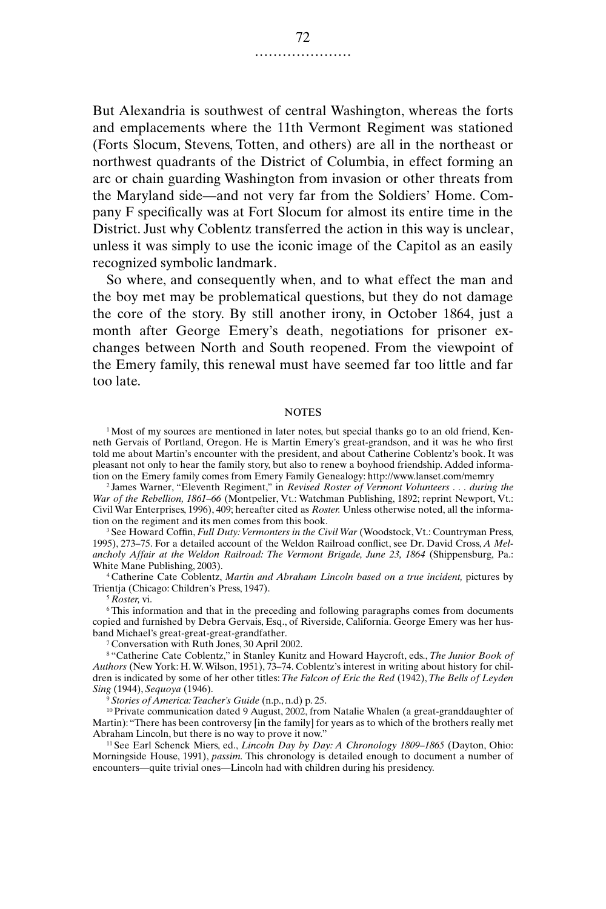But Alexandria is southwest of central Washington, whereas the forts and emplacements where the 11th Vermont Regiment was stationed (Forts Slocum, Stevens, Totten, and others) are all in the northeast or northwest quadrants of the District of Columbia, in effect forming an arc or chain guarding Washington from invasion or other threats from the Maryland side—and not very far from the Soldiers' Home. Company F specifically was at Fort Slocum for almost its entire time in the District. Just why Coblentz transferred the action in this way is unclear, unless it was simply to use the iconic image of the Capitol as an easily recognized symbolic landmark.

So where, and consequently when, and to what effect the man and the boy met may be problematical questions, but they do not damage the core of the story. By still another irony, in October 1864, just a month after George Emery's death, negotiations for prisoner exchanges between North and South reopened. From the viewpoint of the Emery family, this renewal must have seemed far too little and far too late.

## NOTES

[1] Most of my sources are mentioned in later notes, but special thanks go to an old friend, Kenneth Gervais of Portland, Oregon. He is Martin Emery's great-grandson, and it was he who first told me about Martin's encounter with the president, and about Catherine Coblentz's book. It was pleasant not only to hear the family story, but also to renew a boyhood friendship. Added information on the Emery family comes from Emery Family Genealogy: http://www.lanset.com/memry

[2] James Warner, "Eleventh Regiment," in *Revised Roster of Vermont Volunteers . . . during the War of the Rebellion, 1861–66* (Montpelier, Vt.: Watchman Publishing, 1892; reprint Newport, Vt.: Civil War Enterprises, 1996), 409; hereafter cited as *Roster.* Unless otherwise noted, all the information on the regiment and its men comes from this book.

[3] See Howard Coffin, *Full Duty: Vermonters in the Civil War* (Woodstock, Vt.: Countryman Press, 1995), 273–75. For a detailed account of the Weldon Railroad conflict, see Dr. David Cross, *A Melancholy Affair at the Weldon Railroad: The Vermont Brigade, June 23, 1864* (Shippensburg, Pa.: White Mane Publishing, 2003).

[4] Catherine Cate Coblentz, *Martin and Abraham Lincoln based on a true incident,* pictures by Trientja (Chicago: Children's Press, 1947).

[5] *Roster,* vi.

[6] This information and that in the preceding and following paragraphs comes from documents copied and furnished by Debra Gervais, Esq., of Riverside, California. George Emery was her husband Michael's great-great-great-grandfather.

[7] Conversation with Ruth Jones, 30 April 2002.

[8] "Catherine Cate Coblentz," in Stanley Kunitz and Howard Haycroft, eds., *The Junior Book of Authors* (New York: H. W. Wilson, 1951), 73–74. Coblentz's interest in writing about history for children is indicated by some of her other titles: *The Falcon of Eric the Red* (1942), *The Bells of Leyden Sing* (1944), *Sequoya* (1946).

[9] *Stories of America: Teacher's Guide* (n.p., n.d) p. 25.

[10] Private communication dated 9 August, 2002, from Natalie Whalen (a great-granddaughter of Martin): "There has been controversy [in the family] for years as to which of the brothers really met Abraham Lincoln, but there is no way to prove it now."

[11] See Earl Schenck Miers, ed., *Lincoln Day by Day: A Chronology 1809–1865* (Dayton, Ohio: Morningside House, 1991), *passim.* This chronology is detailed enough to document a number of encounters—quite trivial ones—Lincoln had with children during his presidency.